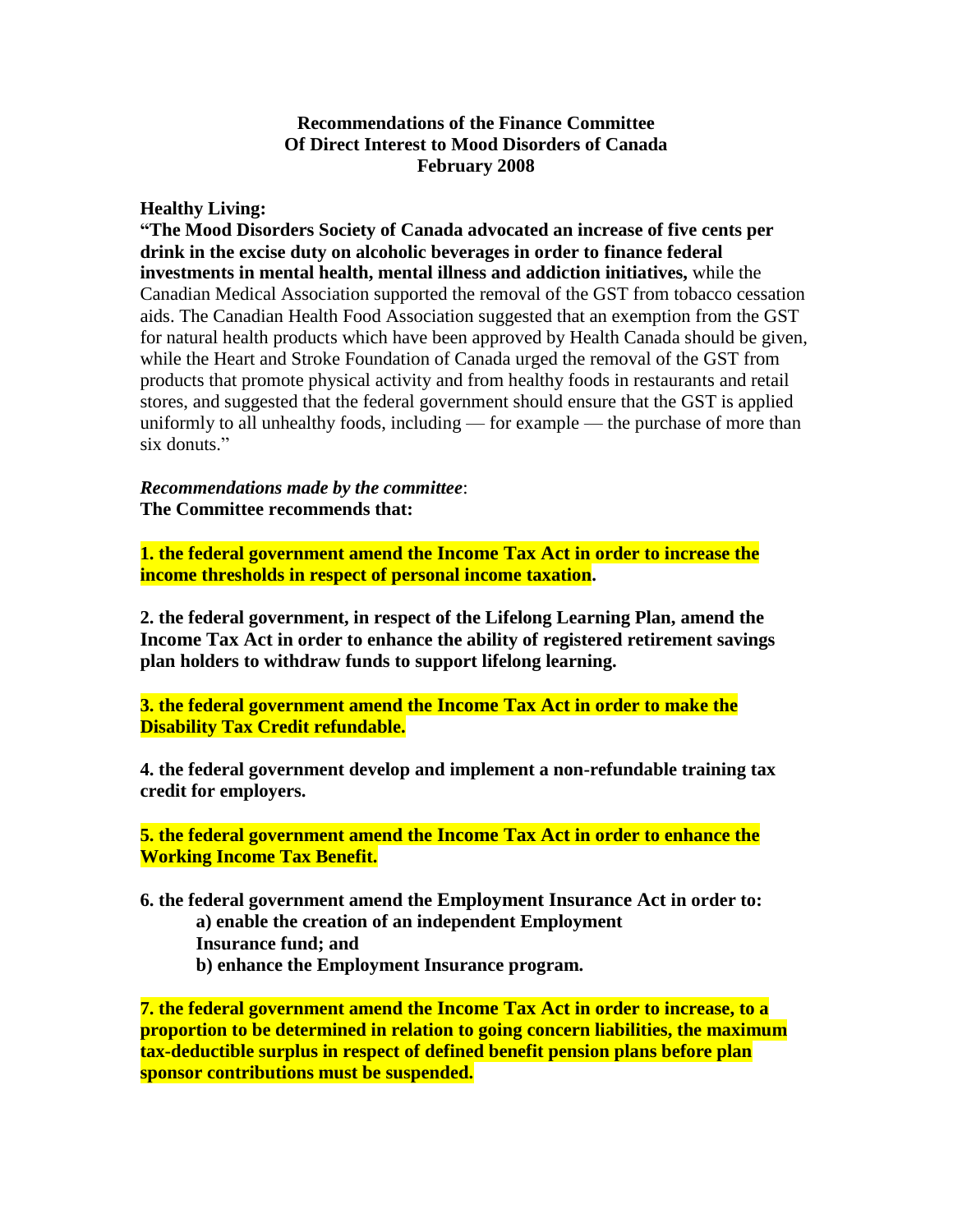**Recommendations of the Finance Committee**
**Of Direct Interest to Mood Disorders of Canada**
**February 2008**

**Healthy Living:**

**"The Mood Disorders Society of Canada advocated an increase of five cents per drink in the excise duty on alcoholic beverages in order to finance federal investments in mental health, mental illness and addiction initiatives,** while the Canadian Medical Association supported the removal of the GST from tobacco cessation aids. The Canadian Health Food Association suggested that an exemption from the GST for natural health products which have been approved by Health Canada should be given, while the Heart and Stroke Foundation of Canada urged the removal of the GST from products that promote physical activity and from healthy foods in restaurants and retail stores, and suggested that the federal government should ensure that the GST is applied uniformly to all unhealthy foods, including — for example — the purchase of more than six donuts."

***Recommendations made by the committee*:**
**The Committee recommends that:**

**1. the federal government amend the Income Tax Act in order to increase the income thresholds in respect of personal income taxation.**

**2. the federal government, in respect of the Lifelong Learning Plan, amend the Income Tax Act in order to enhance the ability of registered retirement savings plan holders to withdraw funds to support lifelong learning.**

**3. the federal government amend the Income Tax Act in order to make the Disability Tax Credit refundable.**

**4. the federal government develop and implement a non-refundable training tax credit for employers.**

**5. the federal government amend the Income Tax Act in order to enhance the Working Income Tax Benefit.**

**6. the federal government amend the Employment Insurance Act in order to:**
- **a) enable the creation of an independent Employment Insurance fund; and**
- **b) enhance the Employment Insurance program.**

**7. the federal government amend the Income Tax Act in order to increase, to a proportion to be determined in relation to going concern liabilities, the maximum tax-deductible surplus in respect of defined benefit pension plans before plan sponsor contributions must be suspended.**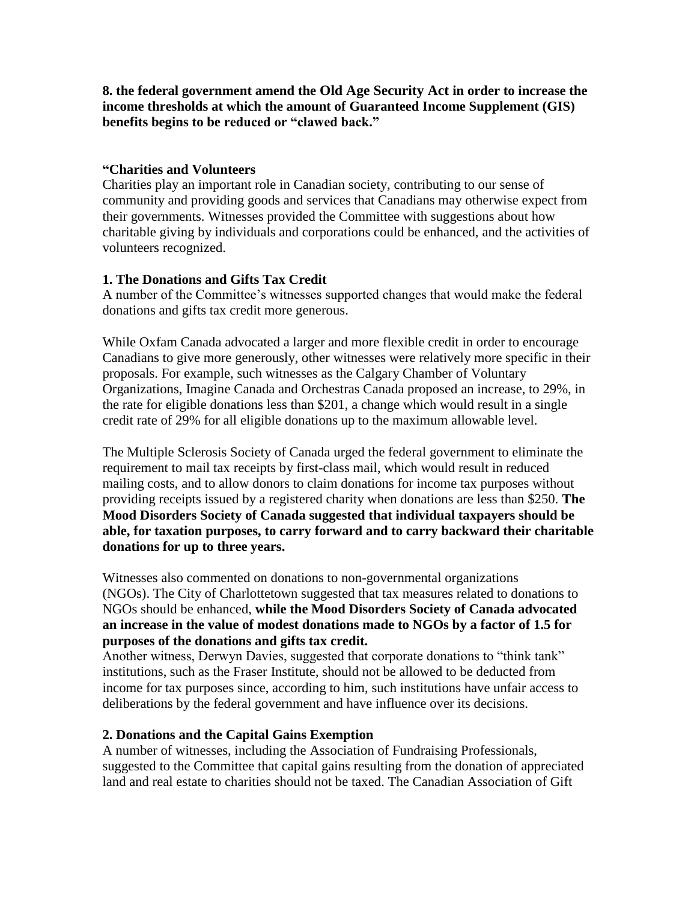**8. the federal government amend the Old Age Security Act in order to increase the income thresholds at which the amount of Guaranteed Income Supplement (GIS) benefits begins to be reduced or "clawed back."**

**"Charities and Volunteers**

Charities play an important role in Canadian society, contributing to our sense of community and providing goods and services that Canadians may otherwise expect from their governments. Witnesses provided the Committee with suggestions about how charitable giving by individuals and corporations could be enhanced, and the activities of volunteers recognized.

**1. The Donations and Gifts Tax Credit**

A number of the Committee's witnesses supported changes that would make the federal donations and gifts tax credit more generous.

While Oxfam Canada advocated a larger and more flexible credit in order to encourage Canadians to give more generously, other witnesses were relatively more specific in their proposals. For example, such witnesses as the Calgary Chamber of Voluntary Organizations, Imagine Canada and Orchestras Canada proposed an increase, to 29%, in the rate for eligible donations less than $201, a change which would result in a single credit rate of 29% for all eligible donations up to the maximum allowable level.

The Multiple Sclerosis Society of Canada urged the federal government to eliminate the requirement to mail tax receipts by first-class mail, which would result in reduced mailing costs, and to allow donors to claim donations for income tax purposes without providing receipts issued by a registered charity when donations are less than $250. **The Mood Disorders Society of Canada suggested that individual taxpayers should be able, for taxation purposes, to carry forward and to carry backward their charitable donations for up to three years.**

Witnesses also commented on donations to non-governmental organizations (NGOs). The City of Charlottetown suggested that tax measures related to donations to NGOs should be enhanced, **while the Mood Disorders Society of Canada advocated an increase in the value of modest donations made to NGOs by a factor of 1.5 for purposes of the donations and gifts tax credit.**

Another witness, Derwyn Davies, suggested that corporate donations to "think tank" institutions, such as the Fraser Institute, should not be allowed to be deducted from income for tax purposes since, according to him, such institutions have unfair access to deliberations by the federal government and have influence over its decisions.

**2. Donations and the Capital Gains Exemption**

A number of witnesses, including the Association of Fundraising Professionals, suggested to the Committee that capital gains resulting from the donation of appreciated land and real estate to charities should not be taxed. The Canadian Association of Gift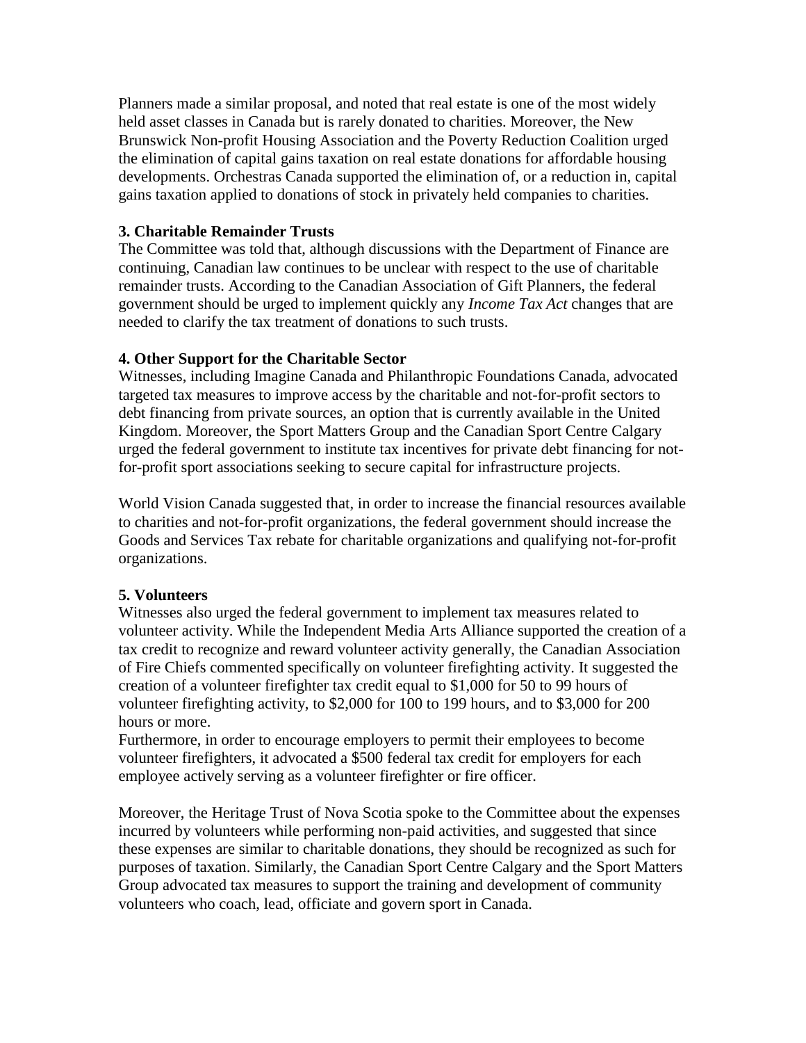Planners made a similar proposal, and noted that real estate is one of the most widely held asset classes in Canada but is rarely donated to charities. Moreover, the New Brunswick Non-profit Housing Association and the Poverty Reduction Coalition urged the elimination of capital gains taxation on real estate donations for affordable housing developments. Orchestras Canada supported the elimination of, or a reduction in, capital gains taxation applied to donations of stock in privately held companies to charities.

**3. Charitable Remainder Trusts**

The Committee was told that, although discussions with the Department of Finance are continuing, Canadian law continues to be unclear with respect to the use of charitable remainder trusts. According to the Canadian Association of Gift Planners, the federal government should be urged to implement quickly any *Income Tax Act* changes that are needed to clarify the tax treatment of donations to such trusts.

**4. Other Support for the Charitable Sector**

Witnesses, including Imagine Canada and Philanthropic Foundations Canada, advocated targeted tax measures to improve access by the charitable and not-for-profit sectors to debt financing from private sources, an option that is currently available in the United Kingdom. Moreover, the Sport Matters Group and the Canadian Sport Centre Calgary urged the federal government to institute tax incentives for private debt financing for not-for-profit sport associations seeking to secure capital for infrastructure projects.

World Vision Canada suggested that, in order to increase the financial resources available to charities and not-for-profit organizations, the federal government should increase the Goods and Services Tax rebate for charitable organizations and qualifying not-for-profit organizations.

**5. Volunteers**

Witnesses also urged the federal government to implement tax measures related to volunteer activity. While the Independent Media Arts Alliance supported the creation of a tax credit to recognize and reward volunteer activity generally, the Canadian Association of Fire Chiefs commented specifically on volunteer firefighting activity. It suggested the creation of a volunteer firefighter tax credit equal to $1,000 for 50 to 99 hours of volunteer firefighting activity, to $2,000 for 100 to 199 hours, and to $3,000 for 200 hours or more.

Furthermore, in order to encourage employers to permit their employees to become volunteer firefighters, it advocated a $500 federal tax credit for employers for each employee actively serving as a volunteer firefighter or fire officer.

Moreover, the Heritage Trust of Nova Scotia spoke to the Committee about the expenses incurred by volunteers while performing non-paid activities, and suggested that since these expenses are similar to charitable donations, they should be recognized as such for purposes of taxation. Similarly, the Canadian Sport Centre Calgary and the Sport Matters Group advocated tax measures to support the training and development of community volunteers who coach, lead, officiate and govern sport in Canada.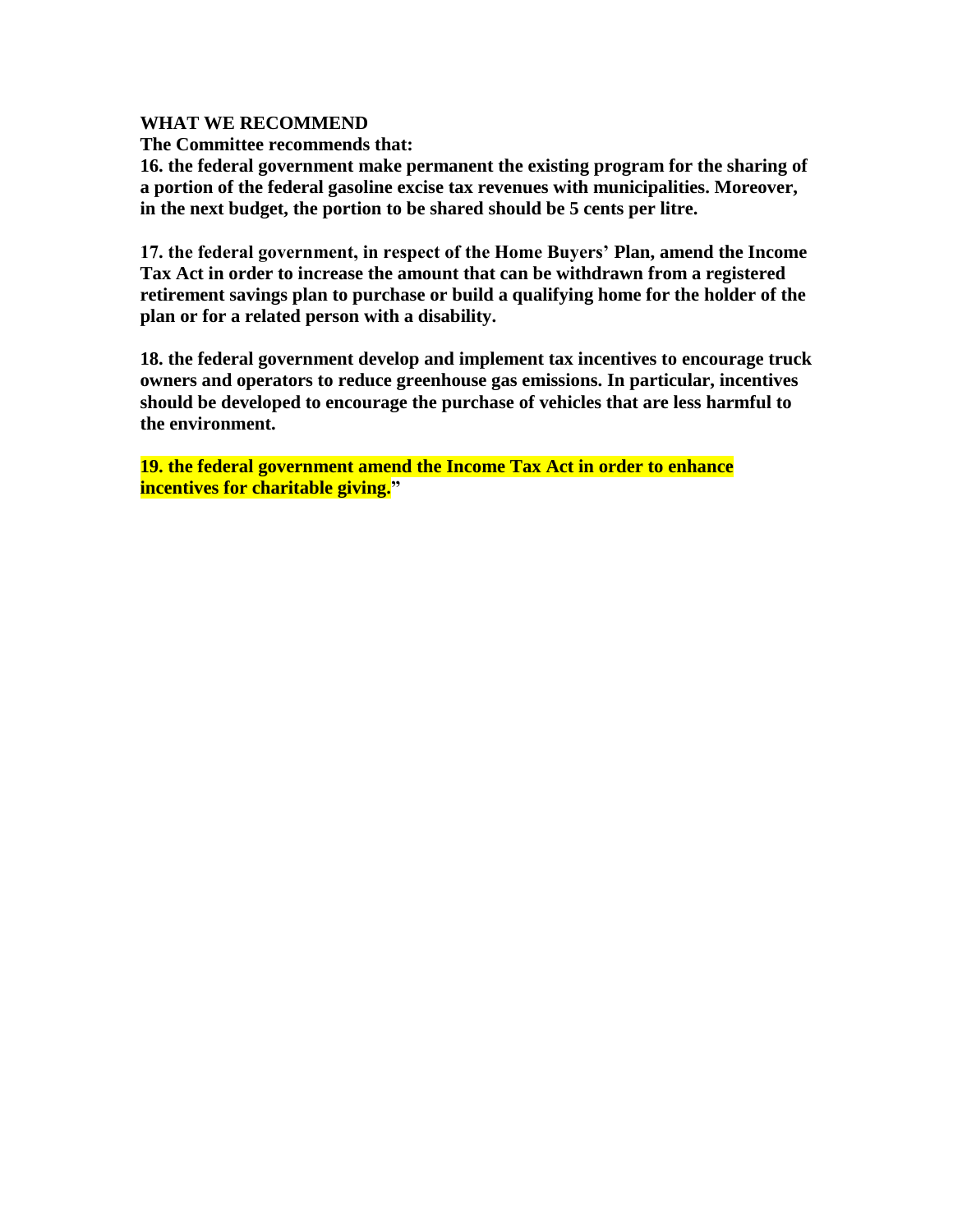**WHAT WE RECOMMEND**

**The Committee recommends that:**

**16. the federal government make permanent the existing program for the sharing of a portion of the federal gasoline excise tax revenues with municipalities. Moreover, in the next budget, the portion to be shared should be 5 cents per litre.**

**17. the federal government, in respect of the Home Buyers' Plan, amend the Income Tax Act in order to increase the amount that can be withdrawn from a registered retirement savings plan to purchase or build a qualifying home for the holder of the plan or for a related person with a disability.**

**18. the federal government develop and implement tax incentives to encourage truck owners and operators to reduce greenhouse gas emissions. In particular, incentives should be developed to encourage the purchase of vehicles that are less harmful to the environment.**

**19. the federal government amend the Income Tax Act in order to enhance incentives for charitable giving."**